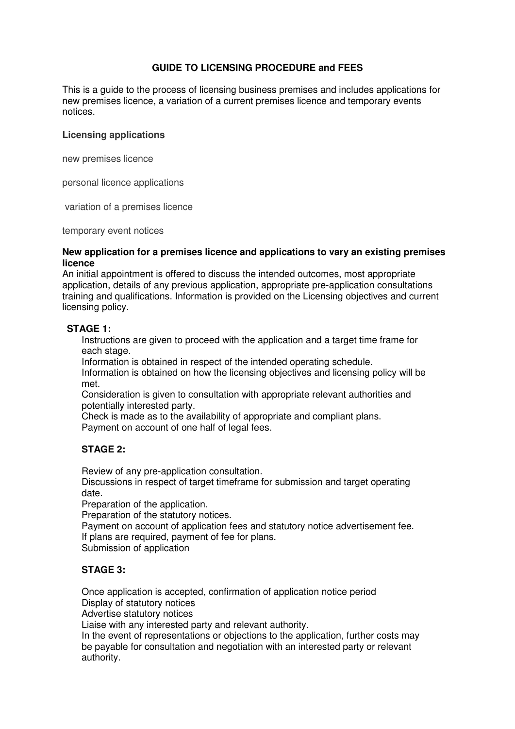# GUIDE TO LICENSING PROCEDURE and FEES

This is a guide to the process of licensing business premises and includes applications for new premises licence, a variation of a current premises licence and temporary events notices.

**Licensing applications**

new premises licence

personal licence applications

variation of a premises licence

temporary event notices

**New application for a premises licence and applications to vary an existing premises licence**

An initial appointment is offered to discuss the intended outcomes, most appropriate application, details of any previous application, appropriate pre-application consultations training and qualifications. Information is provided on the Licensing objectives and current licensing policy.

**STAGE 1:**

Instructions are given to proceed with the application and a target time frame for each stage.
Information is obtained in respect of the intended operating schedule.
Information is obtained on how the licensing objectives and licensing policy will be met.
Consideration is given to consultation with appropriate relevant authorities and potentially interested party.
Check is made as to the availability of appropriate and compliant plans.
Payment on account of one half of legal fees.

**STAGE 2:**

Review of any pre-application consultation.
Discussions in respect of target timeframe for submission and target operating date.
Preparation of the application.
Preparation of the statutory notices.
Payment on account of application fees and statutory notice advertisement fee.
If plans are required, payment of fee for plans.
Submission of application

**STAGE 3:**

Once application is accepted, confirmation of application notice period
Display of statutory notices
Advertise statutory notices
Liaise with any interested party and relevant authority.
In the event of representations or objections to the application, further costs may be payable for consultation and negotiation with an interested party or relevant authority.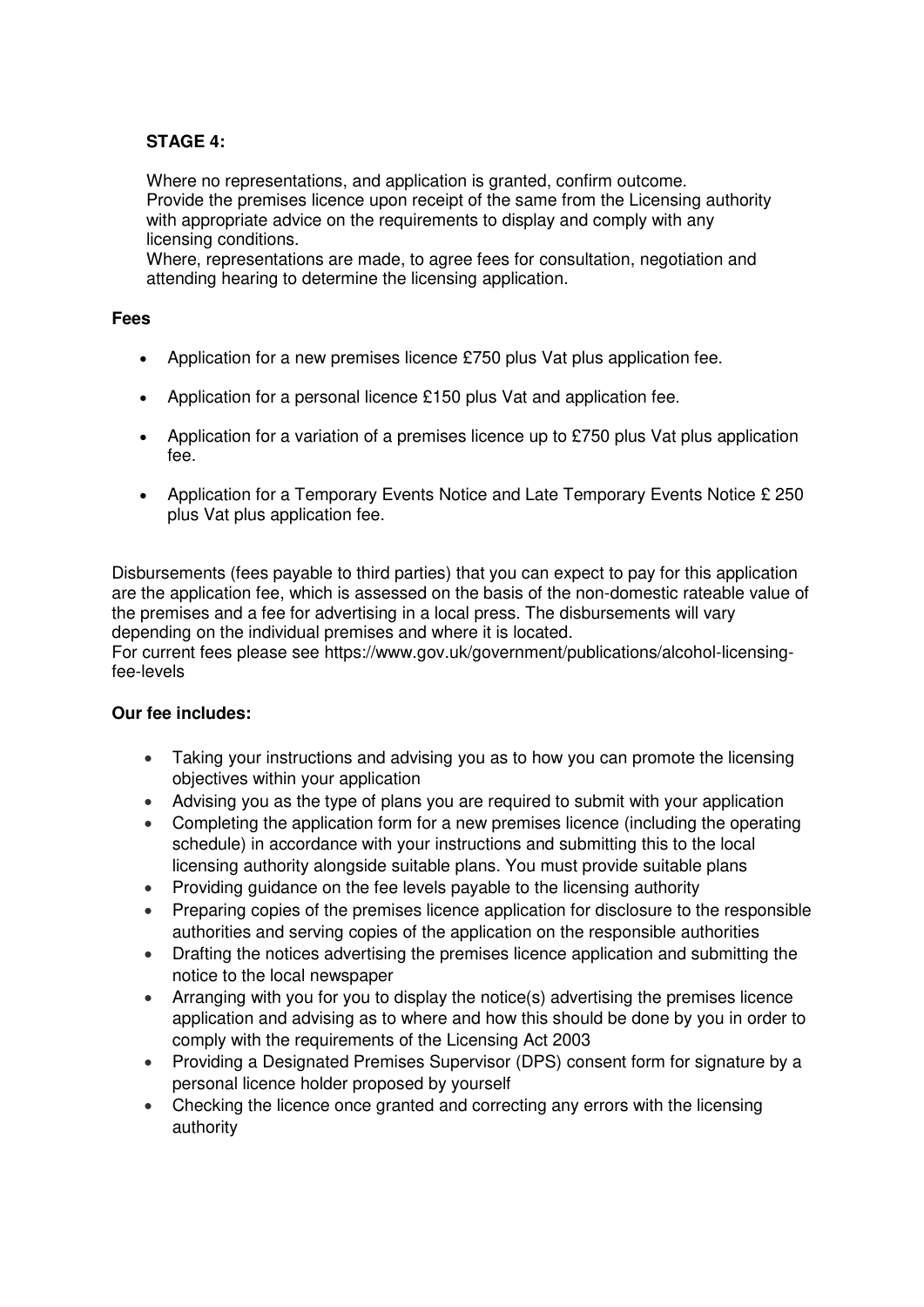**STAGE 4:**

Where no representations, and application is granted, confirm outcome.
Provide the premises licence upon receipt of the same from the Licensing authority with appropriate advice on the requirements to display and comply with any licensing conditions.
Where, representations are made, to agree fees for consultation, negotiation and attending hearing to determine the licensing application.

**Fees**

- Application for a new premises licence £750 plus Vat plus application fee.
- Application for a personal licence £150 plus Vat and application fee.
- Application for a variation of a premises licence up to £750 plus Vat plus application fee.
- Application for a Temporary Events Notice and Late Temporary Events Notice £ 250 plus Vat plus application fee.

Disbursements (fees payable to third parties) that you can expect to pay for this application are the application fee, which is assessed on the basis of the non-domestic rateable value of the premises and a fee for advertising in a local press. The disbursements will vary depending on the individual premises and where it is located.
For current fees please see https://www.gov.uk/government/publications/alcohol-licensing-fee-levels

**Our fee includes:**

- Taking your instructions and advising you as to how you can promote the licensing objectives within your application
- Advising you as the type of plans you are required to submit with your application
- Completing the application form for a new premises licence (including the operating schedule) in accordance with your instructions and submitting this to the local licensing authority alongside suitable plans. You must provide suitable plans
- Providing guidance on the fee levels payable to the licensing authority
- Preparing copies of the premises licence application for disclosure to the responsible authorities and serving copies of the application on the responsible authorities
- Drafting the notices advertising the premises licence application and submitting the notice to the local newspaper
- Arranging with you for you to display the notice(s) advertising the premises licence application and advising as to where and how this should be done by you in order to comply with the requirements of the Licensing Act 2003
- Providing a Designated Premises Supervisor (DPS) consent form for signature by a personal licence holder proposed by yourself
- Checking the licence once granted and correcting any errors with the licensing authority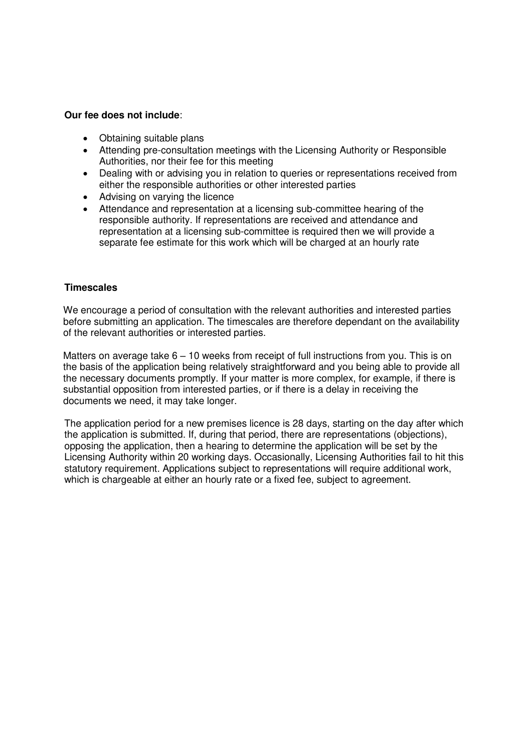**Our fee does not include**:

- Obtaining suitable plans
- Attending pre-consultation meetings with the Licensing Authority or Responsible Authorities, nor their fee for this meeting
- Dealing with or advising you in relation to queries or representations received from either the responsible authorities or other interested parties
- Advising on varying the licence
- Attendance and representation at a licensing sub-committee hearing of the responsible authority. If representations are received and attendance and representation at a licensing sub-committee is required then we will provide a separate fee estimate for this work which will be charged at an hourly rate

**Timescales**

We encourage a period of consultation with the relevant authorities and interested parties before submitting an application. The timescales are therefore dependant on the availability of the relevant authorities or interested parties.

Matters on average take 6 – 10 weeks from receipt of full instructions from you. This is on the basis of the application being relatively straightforward and you being able to provide all the necessary documents promptly. If your matter is more complex, for example, if there is substantial opposition from interested parties, or if there is a delay in receiving the documents we need, it may take longer.

The application period for a new premises licence is 28 days, starting on the day after which the application is submitted. If, during that period, there are representations (objections), opposing the application, then a hearing to determine the application will be set by the Licensing Authority within 20 working days. Occasionally, Licensing Authorities fail to hit this statutory requirement. Applications subject to representations will require additional work, which is chargeable at either an hourly rate or a fixed fee, subject to agreement.